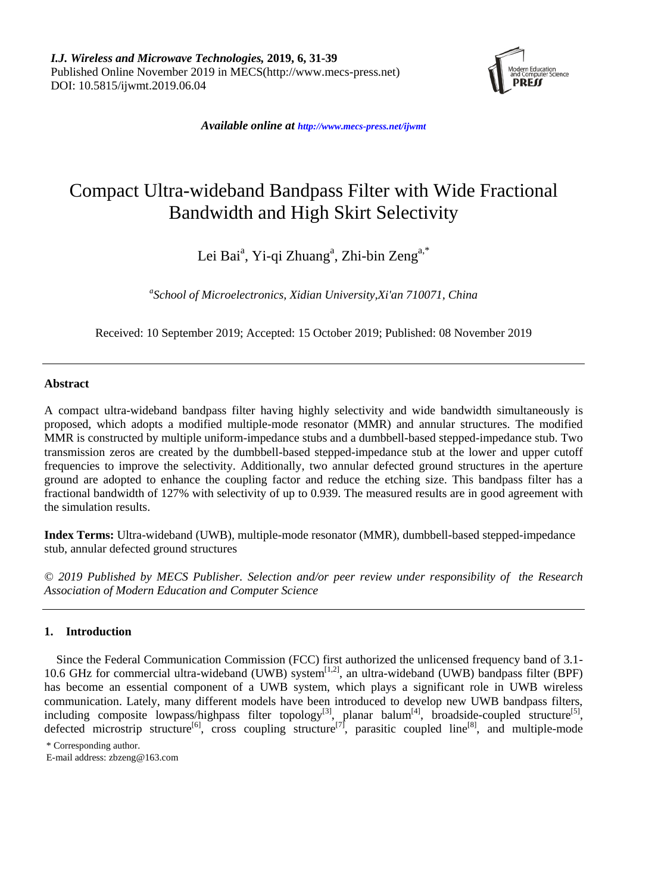*I.J. Wireless and Microwave Technologies,* **2019, 6, 31-39**
Published Online November 2019 in MECS(http://www.mecs-press.net)
DOI: 10.5815/ijwmt.2019.06.04

*Available online at http://www.mecs-press.net/ijwmt*

# Compact Ultra-wideband Bandpass Filter with Wide Fractional Bandwidth and High Skirt Selectivity

Lei Bai[a], Yi-qi Zhuang[a], Zhi-bin Zeng[a,*]

[a]*School of Microelectronics, Xidian University,Xi'an 710071, China*

Received: 10 September 2019; Accepted: 15 October 2019; Published: 08 November 2019

---

**Abstract**

A compact ultra-wideband bandpass filter having highly selectivity and wide bandwidth simultaneously is proposed, which adopts a modified multiple-mode resonator (MMR) and annular structures. The modified MMR is constructed by multiple uniform-impedance stubs and a dumbbell-based stepped-impedance stub. Two transmission zeros are created by the dumbbell-based stepped-impedance stub at the lower and upper cutoff frequencies to improve the selectivity. Additionally, two annular defected ground structures in the aperture ground are adopted to enhance the coupling factor and reduce the etching size. This bandpass filter has a fractional bandwidth of 127% with selectivity of up to 0.939. The measured results are in good agreement with the simulation results.

**Index Terms:** Ultra-wideband (UWB), multiple-mode resonator (MMR), dumbbell-based stepped-impedance stub, annular defected ground structures

*© 2019 Published by MECS Publisher. Selection and/or peer review under responsibility of the Research Association of Modern Education and Computer Science*

---

## 1. Introduction

Since the Federal Communication Commission (FCC) first authorized the unlicensed frequency band of 3.1-10.6 GHz for commercial ultra-wideband (UWB) system[1,2], an ultra-wideband (UWB) bandpass filter (BPF) has become an essential component of a UWB system, which plays a significant role in UWB wireless communication. Lately, many different models have been introduced to develop new UWB bandpass filters, including composite lowpass/highpass filter topology[3], planar balum[4], broadside-coupled structure[5], defected microstrip structure[6], cross coupling structure[7], parasitic coupled line[8], and multiple-mode

\* Corresponding author.
E-mail address: zbzeng@163.com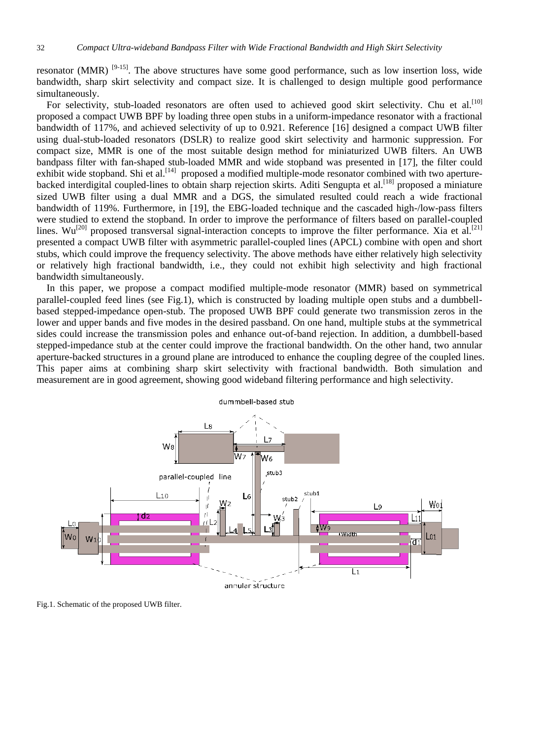resonator (MMR) [9-15]. The above structures have some good performance, such as low insertion loss, wide bandwidth, sharp skirt selectivity and compact size. It is challenged to design multiple good performance simultaneously.

For selectivity, stub-loaded resonators are often used to achieved good skirt selectivity. Chu et al.[10] proposed a compact UWB BPF by loading three open stubs in a uniform-impedance resonator with a fractional bandwidth of 117%, and achieved selectivity of up to 0.921. Reference [16] designed a compact UWB filter using dual-stub-loaded resonators (DSLR) to realize good skirt selectivity and harmonic suppression. For compact size, MMR is one of the most suitable design method for miniaturized UWB filters. An UWB bandpass filter with fan-shaped stub-loaded MMR and wide stopband was presented in [17], the filter could exhibit wide stopband. Shi et al.[14] proposed a modified multiple-mode resonator combined with two aperture-backed interdigital coupled-lines to obtain sharp rejection skirts. Aditi Sengupta et al.[18] proposed a miniature sized UWB filter using a dual MMR and a DGS, the simulated resulted could reach a wide fractional bandwidth of 119%. Furthermore, in [19], the EBG-loaded technique and the cascaded high-/low-pass filters were studied to extend the stopband. In order to improve the performance of filters based on parallel-coupled lines. Wu[20] proposed transversal signal-interaction concepts to improve the filter performance. Xia et al.[21] presented a compact UWB filter with asymmetric parallel-coupled lines (APCL) combine with open and short stubs, which could improve the frequency selectivity. The above methods have either relatively high selectivity or relatively high fractional bandwidth, i.e., they could not exhibit high selectivity and high fractional bandwidth simultaneously.

In this paper, we propose a compact modified multiple-mode resonator (MMR) based on symmetrical parallel-coupled feed lines (see Fig.1), which is constructed by loading multiple open stubs and a dumbbell-based stepped-impedance open-stub. The proposed UWB BPF could generate two transmission zeros in the lower and upper bands and five modes in the desired passband. On one hand, multiple stubs at the symmetrical sides could increase the transmission poles and enhance out-of-band rejection. In addition, a dumbbell-based stepped-impedance stub at the center could improve the fractional bandwidth. On the other hand, two annular aperture-backed structures in a ground plane are introduced to enhance the coupling degree of the coupled lines. This paper aims at combining sharp skirt selectivity with fractional bandwidth. Both simulation and measurement are in good agreement, showing good wideband filtering performance and high selectivity.

Fig.1. Schematic of the proposed UWB filter.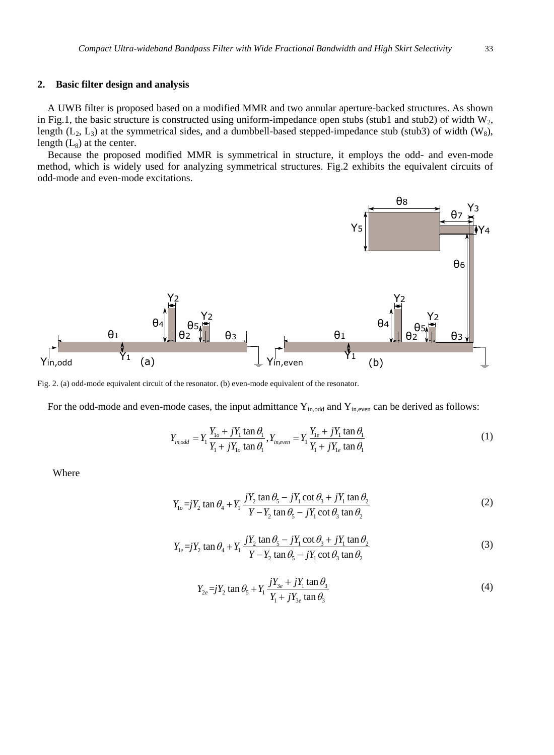## 2. Basic filter design and analysis

A UWB filter is proposed based on a modified MMR and two annular aperture-backed structures. As shown in Fig.1, the basic structure is constructed using uniform-impedance open stubs (stub1 and stub2) of width $W_2$, length ($L_2$, $L_3$) at the symmetrical sides, and a dumbbell-based stepped-impedance stub (stub3) of width ($W_8$), length ($L_8$) at the center.

Because the proposed modified MMR is symmetrical in structure, it employs the odd- and even-mode method, which is widely used for analyzing symmetrical structures. Fig.2 exhibits the equivalent circuits of odd-mode and even-mode excitations.

Fig. 2. (a) odd-mode equivalent circuit of the resonator. (b) even-mode equivalent of the resonator.

For the odd-mode and even-mode cases, the input admittance $Y_{in,odd}$ and $Y_{in,even}$ can be derived as follows:

$$Y_{in,odd} = Y_1 \frac{Y_{1o} + jY_1 \tan\theta_1}{Y_1 + jY_{1o} \tan\theta_1}, Y_{in,even} = Y_1 \frac{Y_{1e} + jY_1 \tan\theta_1}{Y_1 + jY_{1e} \tan\theta_1} \tag{1}$$

Where

$$Y_{1o} = jY_2 \tan\theta_4 + Y_1 \frac{jY_2 \tan\theta_5 - jY_1 \cot\theta_3 + jY_1 \tan\theta_2}{Y - Y_2 \tan\theta_5 - jY_1 \cot\theta_3 \tan\theta_2} \tag{2}$$

$$Y_{1e} = jY_2 \tan\theta_4 + Y_1 \frac{jY_2 \tan\theta_5 - jY_1 \cot\theta_3 + jY_1 \tan\theta_2}{Y - Y_2 \tan\theta_5 - jY_1 \cot\theta_3 \tan\theta_2} \tag{3}$$

$$Y_{2e} = jY_2 \tan\theta_5 + Y_1 \frac{jY_{3e} + jY_1 \tan\theta_3}{Y_1 + jY_{3e} \tan\theta_3} \tag{4}$$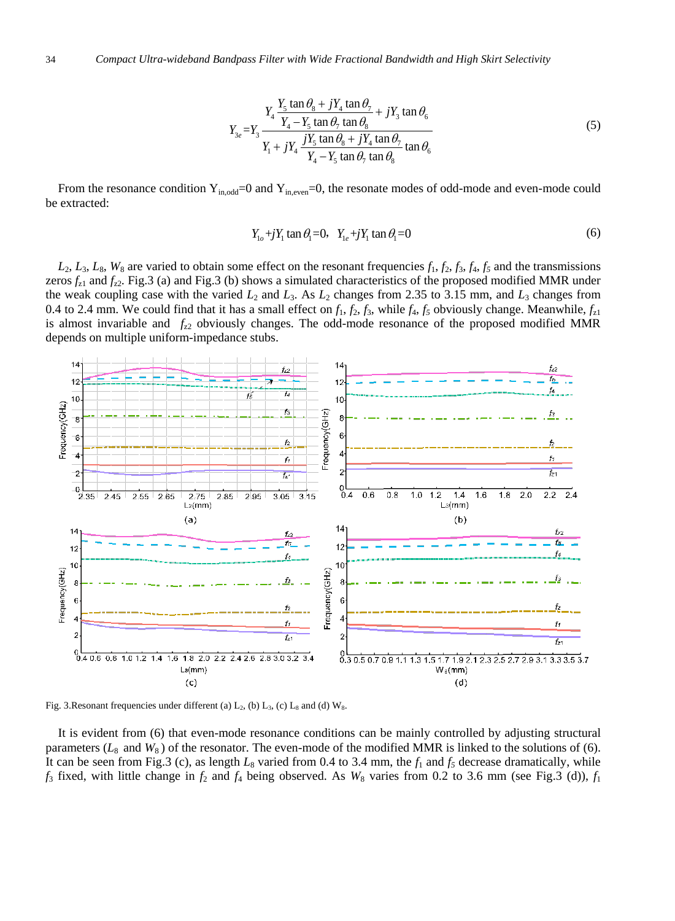$$Y_{3e} = Y_3 \frac{Y_4 \dfrac{Y_5 \tan\theta_8 + jY_4 \tan\theta_7}{Y_4 - Y_5 \tan\theta_7 \tan\theta_8} + jY_3 \tan\theta_6}{Y_1 + jY_4 \dfrac{jY_5 \tan\theta_8 + jY_4 \tan\theta_7}{Y_4 - Y_5 \tan\theta_7 \tan\theta_8} \tan\theta_6} \tag{5}$$

From the resonance condition $Y_{in,odd}$=0 and $Y_{in,even}$=0, the resonate modes of odd-mode and even-mode could be extracted:

$$Y_{1o} + jY_1 \tan\theta_1 = 0, \quad Y_{1e} + jY_1 \tan\theta_1 = 0 \tag{6}$$

$L_2$, $L_3$, $L_8$, $W_8$ are varied to obtain some effect on the resonant frequencies $f_1$, $f_2$, $f_3$, $f_4$, $f_5$ and the transmissions zeros $f_{z1}$ and $f_{z2}$. Fig.3 (a) and Fig.3 (b) shows a simulated characteristics of the proposed modified MMR under the weak coupling case with the varied $L_2$ and $L_3$. As $L_2$ changes from 2.35 to 3.15 mm, and $L_3$ changes from 0.4 to 2.4 mm. We could find that it has a small effect on $f_1$, $f_2$, $f_3$, while $f_4$, $f_5$ obviously change. Meanwhile, $f_{z1}$ is almost invariable and $f_{z2}$ obviously changes. The odd-mode resonance of the proposed modified MMR depends on multiple uniform-impedance stubs.

Fig. 3.Resonant frequencies under different (a) $L_2$, (b) $L_3$, (c) $L_8$ and (d) $W_8$.

It is evident from (6) that even-mode resonance conditions can be mainly controlled by adjusting structural parameters ($L_8$ and $W_8$) of the resonator. The even-mode of the modified MMR is linked to the solutions of (6). It can be seen from Fig.3 (c), as length $L_8$ varied from 0.4 to 3.4 mm, the $f_1$ and $f_5$ decrease dramatically, while $f_3$ fixed, with little change in $f_2$ and $f_4$ being observed. As $W_8$ varies from 0.2 to 3.6 mm (see Fig.3 (d)), $f_1$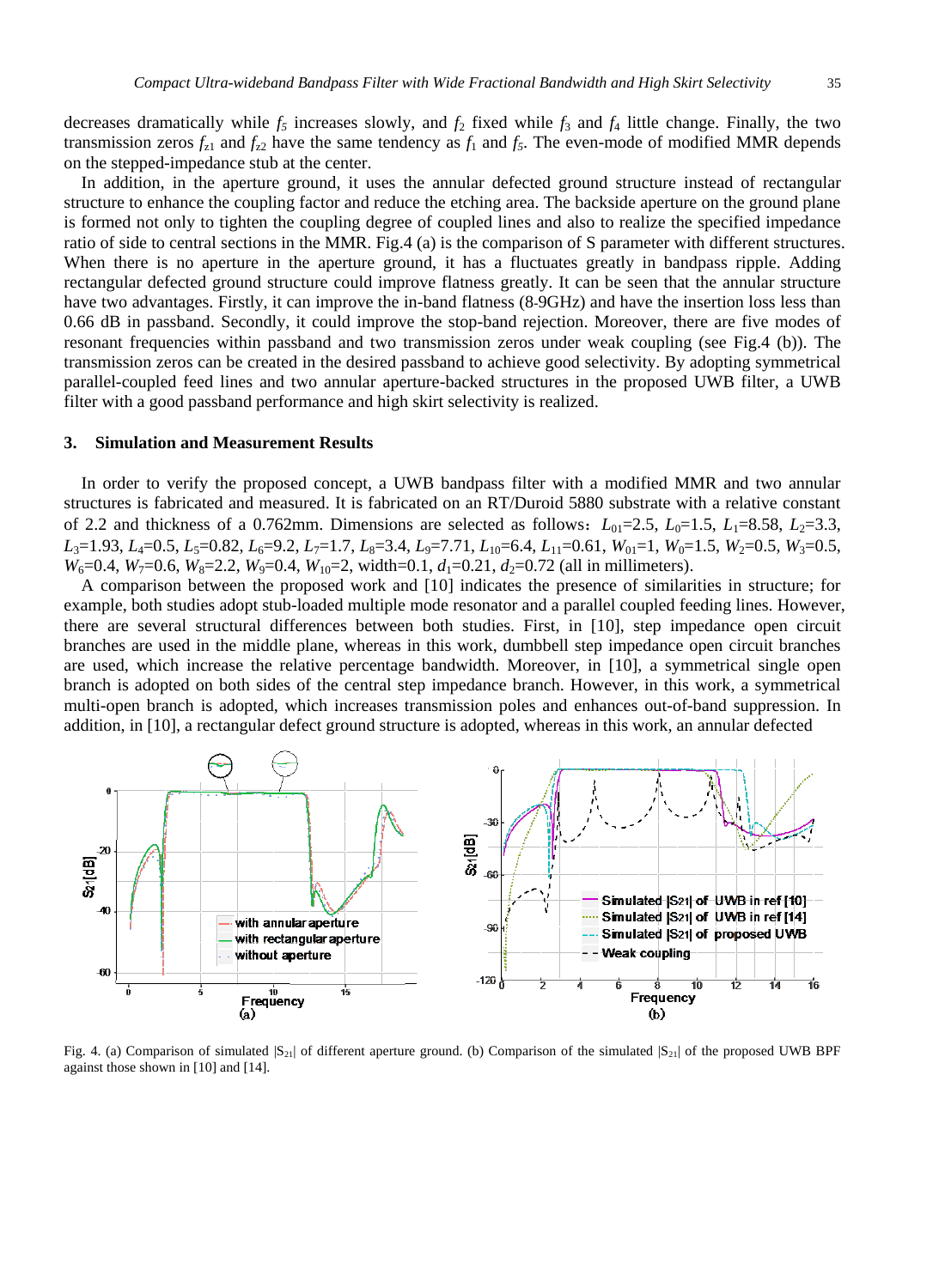decreases dramatically while $f_5$ increases slowly, and $f_2$ fixed while $f_3$ and $f_4$ little change. Finally, the two transmission zeros $f_{z1}$ and $f_{z2}$ have the same tendency as $f_1$ and $f_5$. The even-mode of modified MMR depends on the stepped-impedance stub at the center.

In addition, in the aperture ground, it uses the annular defected ground structure instead of rectangular structure to enhance the coupling factor and reduce the etching area. The backside aperture on the ground plane is formed not only to tighten the coupling degree of coupled lines and also to realize the specified impedance ratio of side to central sections in the MMR. Fig.4 (a) is the comparison of S parameter with different structures. When there is no aperture in the aperture ground, it has a fluctuates greatly in bandpass ripple. Adding rectangular defected ground structure could improve flatness greatly. It can be seen that the annular structure have two advantages. Firstly, it can improve the in-band flatness (8-9GHz) and have the insertion loss less than 0.66 dB in passband. Secondly, it could improve the stop-band rejection. Moreover, there are five modes of resonant frequencies within passband and two transmission zeros under weak coupling (see Fig.4 (b)). The transmission zeros can be created in the desired passband to achieve good selectivity. By adopting symmetrical parallel-coupled feed lines and two annular aperture-backed structures in the proposed UWB filter, a UWB filter with a good passband performance and high skirt selectivity is realized.

## 3. Simulation and Measurement Results

In order to verify the proposed concept, a UWB bandpass filter with a modified MMR and two annular structures is fabricated and measured. It is fabricated on an RT/Duroid 5880 substrate with a relative constant of 2.2 and thickness of a 0.762mm. Dimensions are selected as follows：$L_{01}$=2.5, $L_0$=1.5, $L_1$=8.58, $L_2$=3.3, $L_3$=1.93, $L_4$=0.5, $L_5$=0.82, $L_6$=9.2, $L_7$=1.7, $L_8$=3.4, $L_9$=7.71, $L_{10}$=6.4, $L_{11}$=0.61, $W_{01}$=1, $W_0$=1.5, $W_2$=0.5, $W_3$=0.5, $W_6$=0.4, $W_7$=0.6, $W_8$=2.2, $W_9$=0.4, $W_{10}$=2, width=0.1, $d_1$=0.21, $d_2$=0.72 (all in millimeters).

A comparison between the proposed work and [10] indicates the presence of similarities in structure; for example, both studies adopt stub-loaded multiple mode resonator and a parallel coupled feeding lines. However, there are several structural differences between both studies. First, in [10], step impedance open circuit branches are used in the middle plane, whereas in this work, dumbbell step impedance open circuit branches are used, which increase the relative percentage bandwidth. Moreover, in [10], a symmetrical single open branch is adopted on both sides of the central step impedance branch. However, in this work, a symmetrical multi-open branch is adopted, which increases transmission poles and enhances out-of-band suppression. In addition, in [10], a rectangular defect ground structure is adopted, whereas in this work, an annular defected

Fig. 4. (a) Comparison of simulated $|S_{21}|$ of different aperture ground. (b) Comparison of the simulated $|S_{21}|$ of the proposed UWB BPF against those shown in [10] and [14].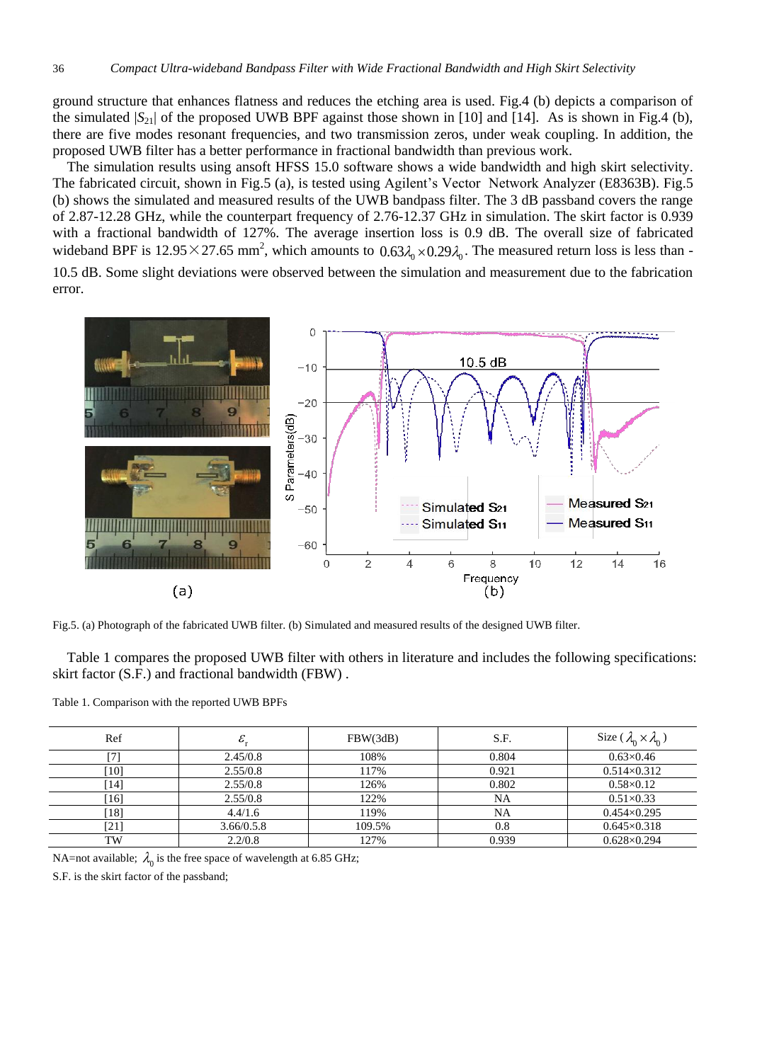ground structure that enhances flatness and reduces the etching area is used. Fig.4 (b) depicts a comparison of the simulated $|S_{21}|$ of the proposed UWB BPF against those shown in [10] and [14]. As is shown in Fig.4 (b), there are five modes resonant frequencies, and two transmission zeros, under weak coupling. In addition, the proposed UWB filter has a better performance in fractional bandwidth than previous work.

The simulation results using ansoft HFSS 15.0 software shows a wide bandwidth and high skirt selectivity. The fabricated circuit, shown in Fig.5 (a), is tested using Agilent's Vector Network Analyzer (E8363B). Fig.5 (b) shows the simulated and measured results of the UWB bandpass filter. The 3 dB passband covers the range of 2.87-12.28 GHz, while the counterpart frequency of 2.76-12.37 GHz in simulation. The skirt factor is 0.939 with a fractional bandwidth of 127%. The average insertion loss is 0.9 dB. The overall size of fabricated wideband BPF is 12.95×27.65 mm$^2$, which amounts to $0.63\lambda_0 \times 0.29\lambda_0$. The measured return loss is less than -10.5 dB. Some slight deviations were observed between the simulation and measurement due to the fabrication error.

Fig.5. (a) Photograph of the fabricated UWB filter. (b) Simulated and measured results of the designed UWB filter.

Table 1 compares the proposed UWB filter with others in literature and includes the following specifications: skirt factor (S.F.) and fractional bandwidth (FBW) .

Table 1. Comparison with the reported UWB BPFs

| Ref | $\varepsilon_r$ | FBW(3dB) | S.F. | Size ($\lambda_0 \times \lambda_0$) |
|---|---|---|---|---|
| [7] | 2.45/0.8 | 108% | 0.804 | 0.63×0.46 |
| [10] | 2.55/0.8 | 117% | 0.921 | 0.514×0.312 |
| [14] | 2.55/0.8 | 126% | 0.802 | 0.58×0.12 |
| [16] | 2.55/0.8 | 122% | NA | 0.51×0.33 |
| [18] | 4.4/1.6 | 119% | NA | 0.454×0.295 |
| [21] | 3.66/0.5.8 | 109.5% | 0.8 | 0.645×0.318 |
| TW | 2.2/0.8 | 127% | 0.939 | 0.628×0.294 |

NA=not available; $\lambda_0$ is the free space of wavelength at 6.85 GHz;

S.F. is the skirt factor of the passband;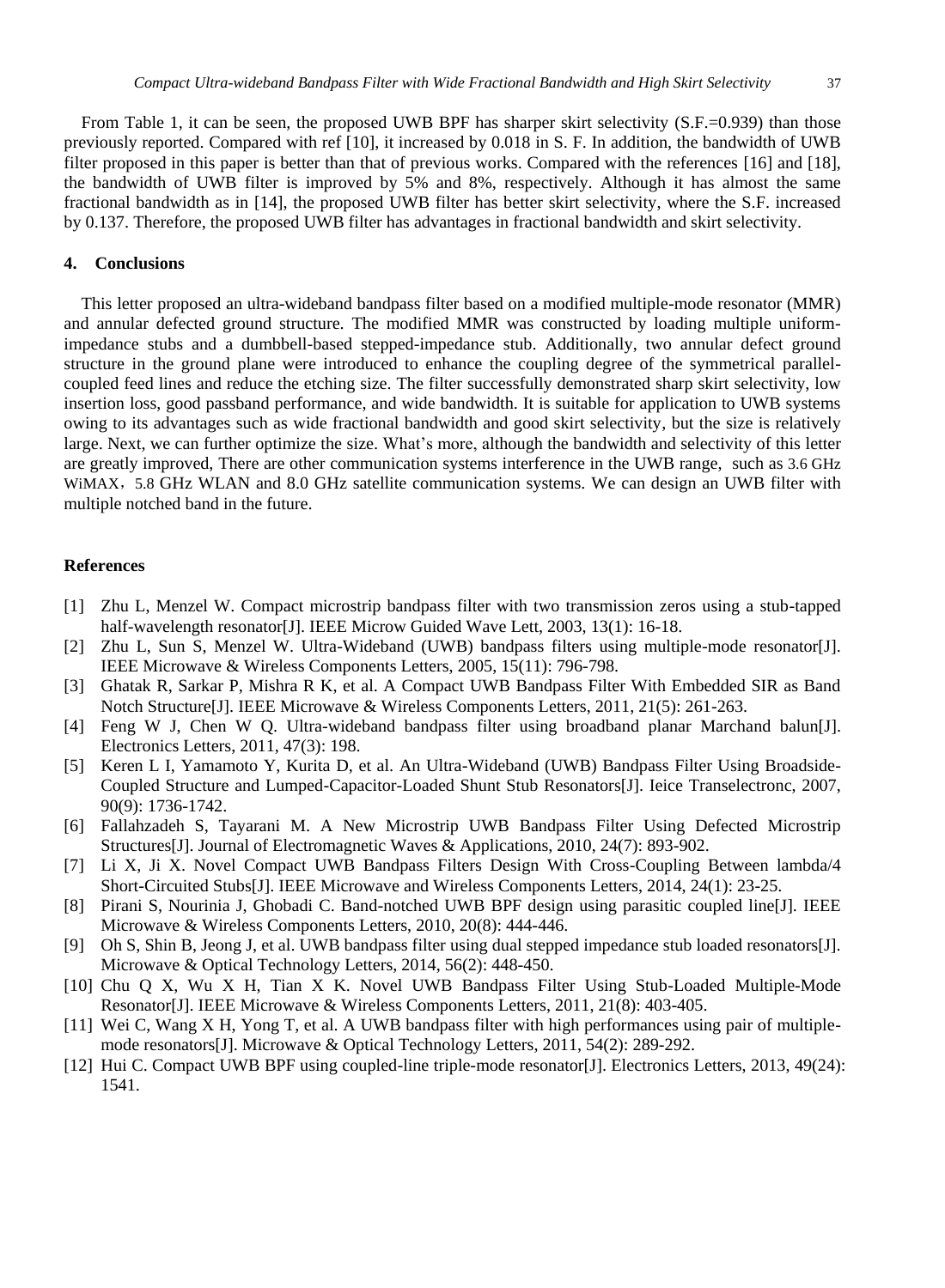From Table 1, it can be seen, the proposed UWB BPF has sharper skirt selectivity (S.F.=0.939) than those previously reported. Compared with ref [10], it increased by 0.018 in S. F. In addition, the bandwidth of UWB filter proposed in this paper is better than that of previous works. Compared with the references [16] and [18], the bandwidth of UWB filter is improved by 5% and 8%, respectively. Although it has almost the same fractional bandwidth as in [14], the proposed UWB filter has better skirt selectivity, where the S.F. increased by 0.137. Therefore, the proposed UWB filter has advantages in fractional bandwidth and skirt selectivity.

## 4. Conclusions

This letter proposed an ultra-wideband bandpass filter based on a modified multiple-mode resonator (MMR) and annular defected ground structure. The modified MMR was constructed by loading multiple uniform-impedance stubs and a dumbbell-based stepped-impedance stub. Additionally, two annular defect ground structure in the ground plane were introduced to enhance the coupling degree of the symmetrical parallel-coupled feed lines and reduce the etching size. The filter successfully demonstrated sharp skirt selectivity, low insertion loss, good passband performance, and wide bandwidth. It is suitable for application to UWB systems owing to its advantages such as wide fractional bandwidth and good skirt selectivity, but the size is relatively large. Next, we can further optimize the size. What's more, although the bandwidth and selectivity of this letter are greatly improved, There are other communication systems interference in the UWB range, such as 3.6 GHz WiMAX，5.8 GHz WLAN and 8.0 GHz satellite communication systems. We can design an UWB filter with multiple notched band in the future.

## References

[1] Zhu L, Menzel W. Compact microstrip bandpass filter with two transmission zeros using a stub-tapped half-wavelength resonator[J]. IEEE Microw Guided Wave Lett, 2003, 13(1): 16-18.

[2] Zhu L, Sun S, Menzel W. Ultra-Wideband (UWB) bandpass filters using multiple-mode resonator[J]. IEEE Microwave & Wireless Components Letters, 2005, 15(11): 796-798.

[3] Ghatak R, Sarkar P, Mishra R K, et al. A Compact UWB Bandpass Filter With Embedded SIR as Band Notch Structure[J]. IEEE Microwave & Wireless Components Letters, 2011, 21(5): 261-263.

[4] Feng W J, Chen W Q. Ultra-wideband bandpass filter using broadband planar Marchand balun[J]. Electronics Letters, 2011, 47(3): 198.

[5] Keren L I, Yamamoto Y, Kurita D, et al. An Ultra-Wideband (UWB) Bandpass Filter Using Broadside-Coupled Structure and Lumped-Capacitor-Loaded Shunt Stub Resonators[J]. Ieice Transelectronc, 2007, 90(9): 1736-1742.

[6] Fallahzadeh S, Tayarani M. A New Microstrip UWB Bandpass Filter Using Defected Microstrip Structures[J]. Journal of Electromagnetic Waves & Applications, 2010, 24(7): 893-902.

[7] Li X, Ji X. Novel Compact UWB Bandpass Filters Design With Cross-Coupling Between lambda/4 Short-Circuited Stubs[J]. IEEE Microwave and Wireless Components Letters, 2014, 24(1): 23-25.

[8] Pirani S, Nourinia J, Ghobadi C. Band-notched UWB BPF design using parasitic coupled line[J]. IEEE Microwave & Wireless Components Letters, 2010, 20(8): 444-446.

[9] Oh S, Shin B, Jeong J, et al. UWB bandpass filter using dual stepped impedance stub loaded resonators[J]. Microwave & Optical Technology Letters, 2014, 56(2): 448-450.

[10] Chu Q X, Wu X H, Tian X K. Novel UWB Bandpass Filter Using Stub-Loaded Multiple-Mode Resonator[J]. IEEE Microwave & Wireless Components Letters, 2011, 21(8): 403-405.

[11] Wei C, Wang X H, Yong T, et al. A UWB bandpass filter with high performances using pair of multiple-mode resonators[J]. Microwave & Optical Technology Letters, 2011, 54(2): 289-292.

[12] Hui C. Compact UWB BPF using coupled-line triple-mode resonator[J]. Electronics Letters, 2013, 49(24): 1541.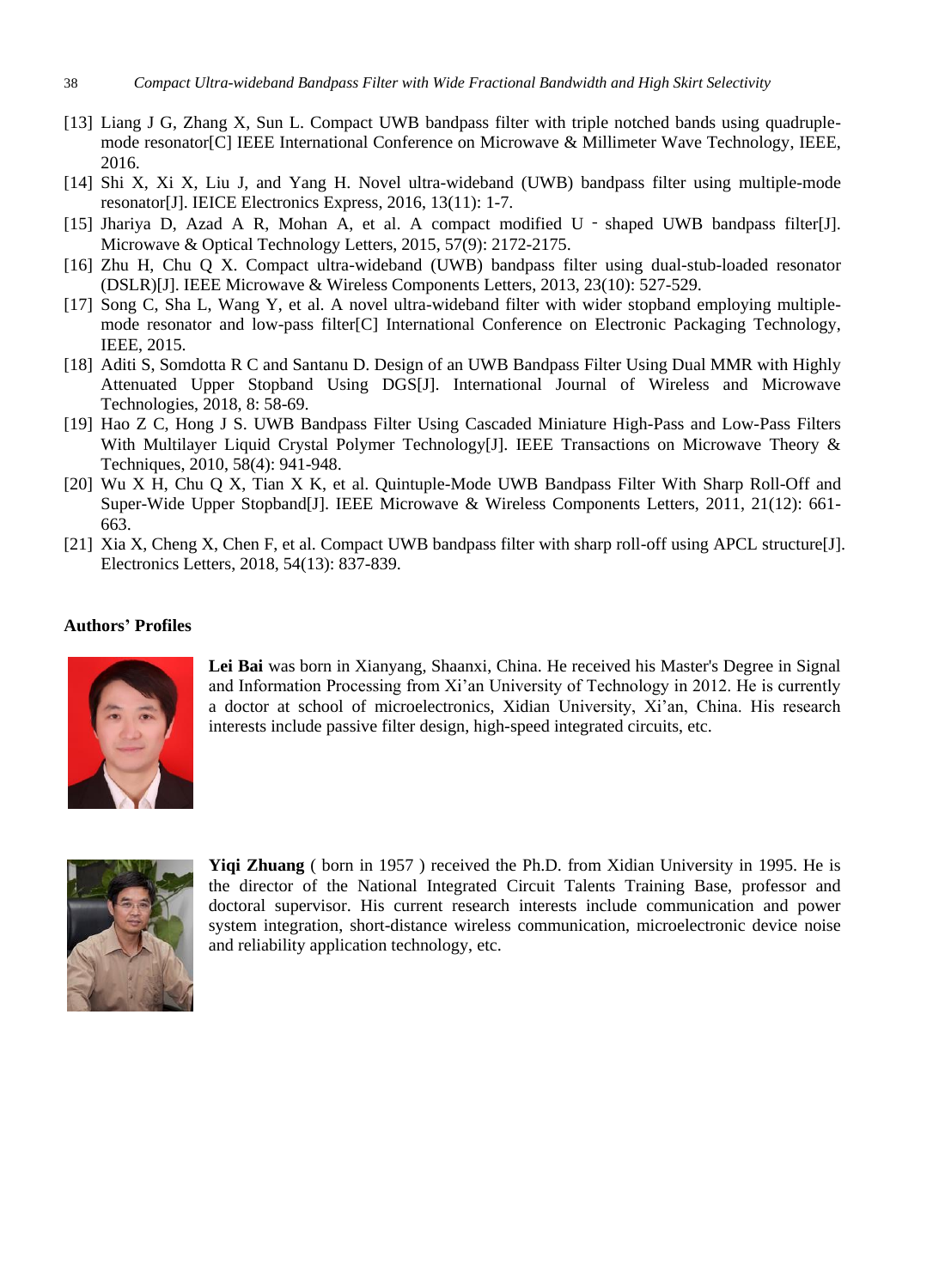[13] Liang J G, Zhang X, Sun L. Compact UWB bandpass filter with triple notched bands using quadruple-mode resonator[C] IEEE International Conference on Microwave & Millimeter Wave Technology, IEEE, 2016.

[14] Shi X, Xi X, Liu J, and Yang H. Novel ultra-wideband (UWB) bandpass filter using multiple-mode resonator[J]. IEICE Electronics Express, 2016, 13(11): 1-7.

[15] Jhariya D, Azad A R, Mohan A, et al. A compact modified U - shaped UWB bandpass filter[J]. Microwave & Optical Technology Letters, 2015, 57(9): 2172-2175.

[16] Zhu H, Chu Q X. Compact ultra-wideband (UWB) bandpass filter using dual-stub-loaded resonator (DSLR)[J]. IEEE Microwave & Wireless Components Letters, 2013, 23(10): 527-529.

[17] Song C, Sha L, Wang Y, et al. A novel ultra-wideband filter with wider stopband employing multiple-mode resonator and low-pass filter[C] International Conference on Electronic Packaging Technology, IEEE, 2015.

[18] Aditi S, Somdotta R C and Santanu D. Design of an UWB Bandpass Filter Using Dual MMR with Highly Attenuated Upper Stopband Using DGS[J]. International Journal of Wireless and Microwave Technologies, 2018, 8: 58-69.

[19] Hao Z C, Hong J S. UWB Bandpass Filter Using Cascaded Miniature High-Pass and Low-Pass Filters With Multilayer Liquid Crystal Polymer Technology[J]. IEEE Transactions on Microwave Theory & Techniques, 2010, 58(4): 941-948.

[20] Wu X H, Chu Q X, Tian X K, et al. Quintuple-Mode UWB Bandpass Filter With Sharp Roll-Off and Super-Wide Upper Stopband[J]. IEEE Microwave & Wireless Components Letters, 2011, 21(12): 661-663.

[21] Xia X, Cheng X, Chen F, et al. Compact UWB bandpass filter with sharp roll-off using APCL structure[J]. Electronics Letters, 2018, 54(13): 837-839.

**Authors' Profiles**

**Lei Bai** was born in Xianyang, Shaanxi, China. He received his Master's Degree in Signal and Information Processing from Xi'an University of Technology in 2012. He is currently a doctor at school of microelectronics, Xidian University, Xi'an, China. His research interests include passive filter design, high-speed integrated circuits, etc.

**Yiqi Zhuang** ( born in 1957 ) received the Ph.D. from Xidian University in 1995. He is the director of the National Integrated Circuit Talents Training Base, professor and doctoral supervisor. His current research interests include communication and power system integration, short-distance wireless communication, microelectronic device noise and reliability application technology, etc.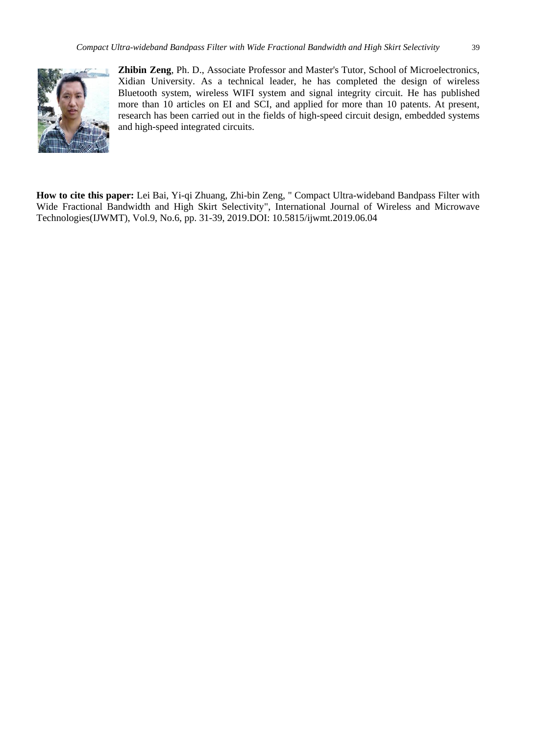**Zhibin Zeng**, Ph. D., Associate Professor and Master's Tutor, School of Microelectronics, Xidian University. As a technical leader, he has completed the design of wireless Bluetooth system, wireless WIFI system and signal integrity circuit. He has published more than 10 articles on EI and SCI, and applied for more than 10 patents. At present, research has been carried out in the fields of high-speed circuit design, embedded systems and high-speed integrated circuits.

**How to cite this paper:** Lei Bai, Yi-qi Zhuang, Zhi-bin Zeng, " Compact Ultra-wideband Bandpass Filter with Wide Fractional Bandwidth and High Skirt Selectivity", International Journal of Wireless and Microwave Technologies(IJWMT), Vol.9, No.6, pp. 31-39, 2019.DOI: 10.5815/ijwmt.2019.06.04